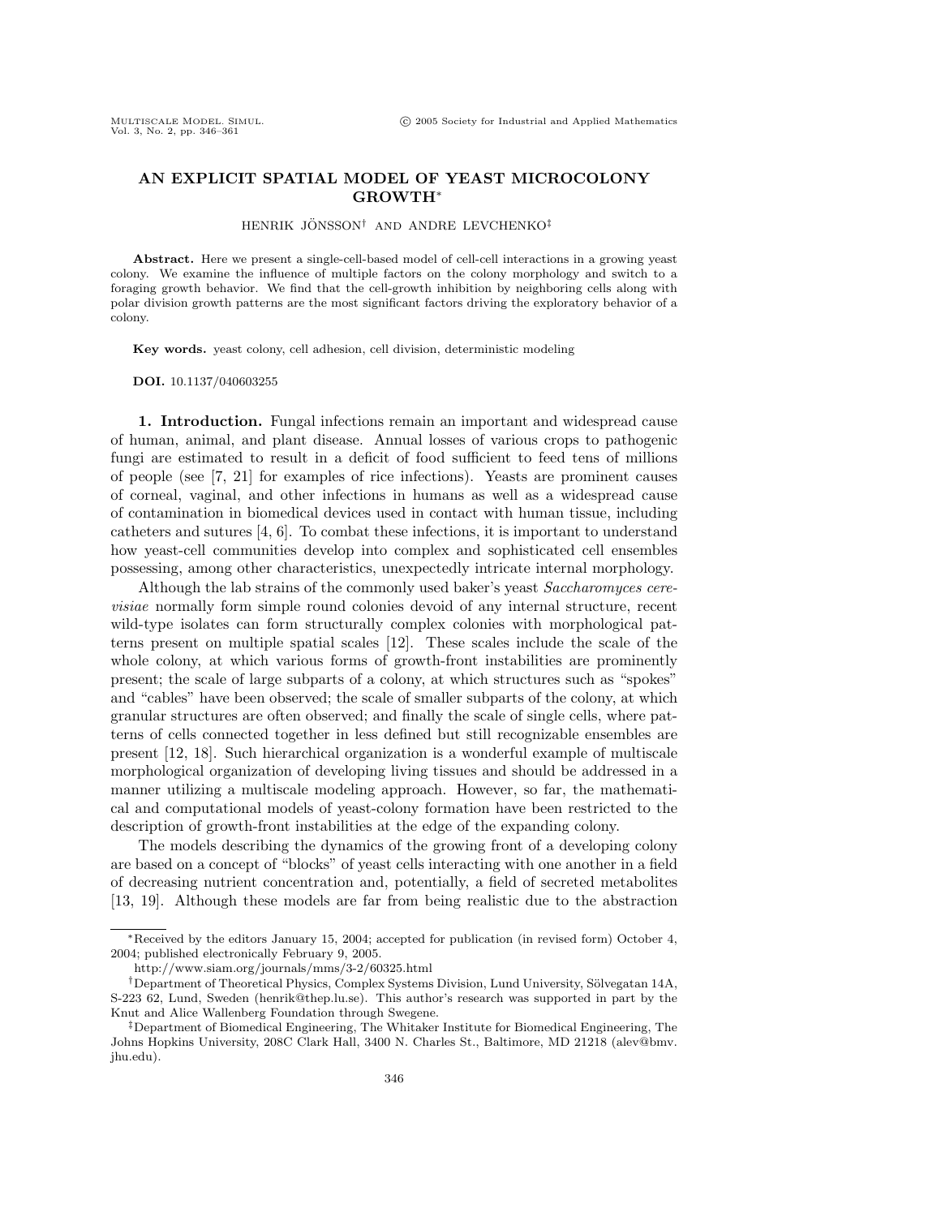# AN EXPLICIT SPATIAL MODEL OF YEAST MICROCOLONY GROWTH*

HENRIK JÖNSSON† AND ANDRE LEVCHENKO‡

**Abstract.** Here we present a single-cell-based model of cell-cell interactions in a growing yeast colony. We examine the influence of multiple factors on the colony morphology and switch to a foraging growth behavior. We find that the cell-growth inhibition by neighboring cells along with polar division growth patterns are the most significant factors driving the exploratory behavior of a colony.

**Key words.** yeast colony, cell adhesion, cell division, deterministic modeling

**DOI.** 10.1137/040603255

## 1. Introduction.

Fungal infections remain an important and widespread cause of human, animal, and plant disease. Annual losses of various crops to pathogenic fungi are estimated to result in a deficit of food sufficient to feed tens of millions of people (see [7, 21] for examples of rice infections). Yeasts are prominent causes of corneal, vaginal, and other infections in humans as well as a widespread cause of contamination in biomedical devices used in contact with human tissue, including catheters and sutures [4, 6]. To combat these infections, it is important to understand how yeast-cell communities develop into complex and sophisticated cell ensembles possessing, among other characteristics, unexpectedly intricate internal morphology.

Although the lab strains of the commonly used baker's yeast *Saccharomyces cerevisiae* normally form simple round colonies devoid of any internal structure, recent wild-type isolates can form structurally complex colonies with morphological patterns present on multiple spatial scales [12]. These scales include the scale of the whole colony, at which various forms of growth-front instabilities are prominently present; the scale of large subparts of a colony, at which structures such as "spokes" and "cables" have been observed; the scale of smaller subparts of the colony, at which granular structures are often observed; and finally the scale of single cells, where patterns of cells connected together in less defined but still recognizable ensembles are present [12, 18]. Such hierarchical organization is a wonderful example of multiscale morphological organization of developing living tissues and should be addressed in a manner utilizing a multiscale modeling approach. However, so far, the mathematical and computational models of yeast-colony formation have been restricted to the description of growth-front instabilities at the edge of the expanding colony.

The models describing the dynamics of the growing front of a developing colony are based on a concept of "blocks" of yeast cells interacting with one another in a field of decreasing nutrient concentration and, potentially, a field of secreted metabolites [13, 19]. Although these models are far from being realistic due to the abstraction

---

*Received by the editors January 15, 2004; accepted for publication (in revised form) October 4, 2004; published electronically February 9, 2005.

http://www.siam.org/journals/mms/3-2/60325.html

†Department of Theoretical Physics, Complex Systems Division, Lund University, Sölvegatan 14A, S-223 62, Lund, Sweden (henrik@thep.lu.se). This author's research was supported in part by the Knut and Alice Wallenberg Foundation through Swegene.

‡Department of Biomedical Engineering, The Whitaker Institute for Biomedical Engineering, The Johns Hopkins University, 208C Clark Hall, 3400 N. Charles St., Baltimore, MD 21218 (alev@bmv.jhu.edu).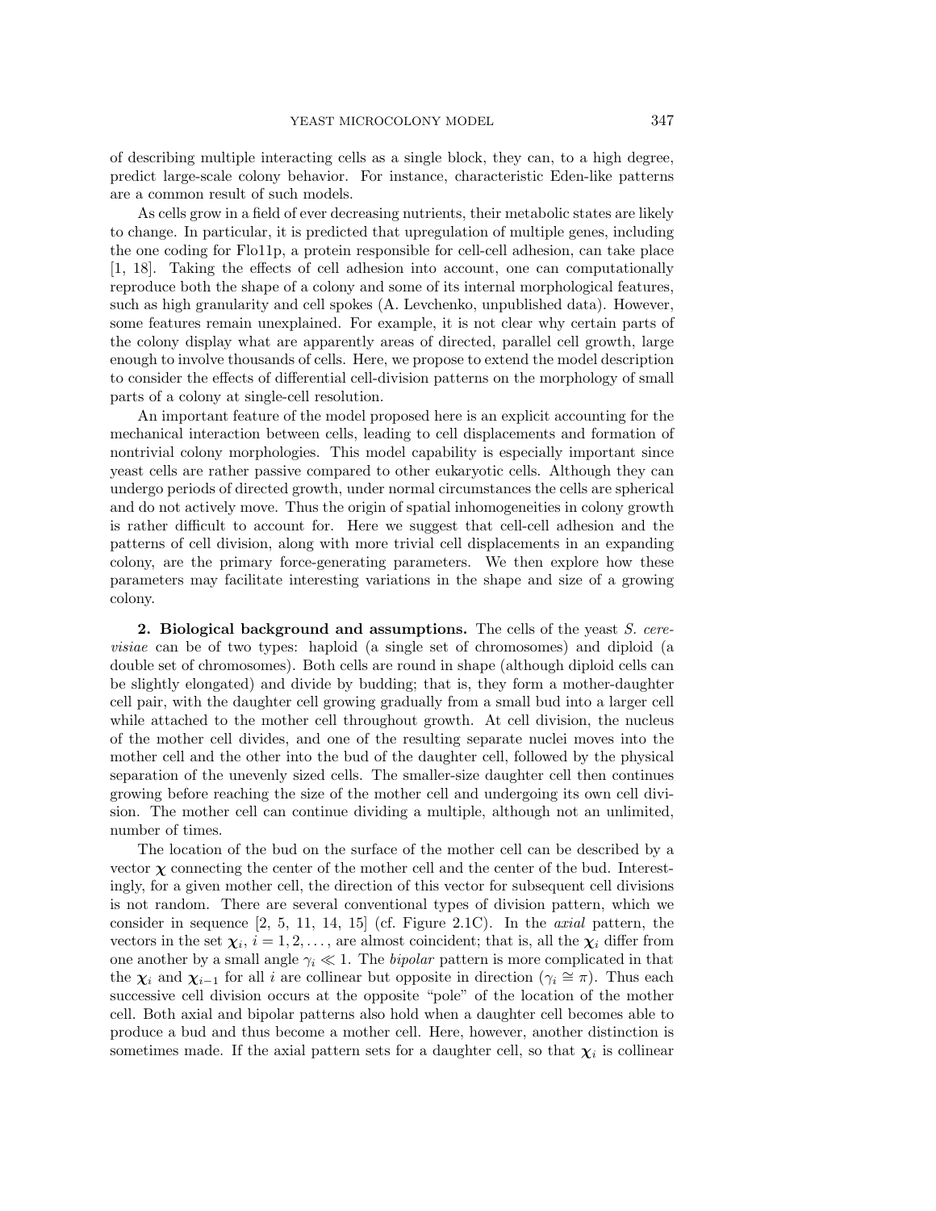of describing multiple interacting cells as a single block, they can, to a high degree, predict large-scale colony behavior. For instance, characteristic Eden-like patterns are a common result of such models.

As cells grow in a field of ever decreasing nutrients, their metabolic states are likely to change. In particular, it is predicted that upregulation of multiple genes, including the one coding for Flo11p, a protein responsible for cell-cell adhesion, can take place [1, 18]. Taking the effects of cell adhesion into account, one can computationally reproduce both the shape of a colony and some of its internal morphological features, such as high granularity and cell spokes (A. Levchenko, unpublished data). However, some features remain unexplained. For example, it is not clear why certain parts of the colony display what are apparently areas of directed, parallel cell growth, large enough to involve thousands of cells. Here, we propose to extend the model description to consider the effects of differential cell-division patterns on the morphology of small parts of a colony at single-cell resolution.

An important feature of the model proposed here is an explicit accounting for the mechanical interaction between cells, leading to cell displacements and formation of nontrivial colony morphologies. This model capability is especially important since yeast cells are rather passive compared to other eukaryotic cells. Although they can undergo periods of directed growth, under normal circumstances the cells are spherical and do not actively move. Thus the origin of spatial inhomogeneities in colony growth is rather difficult to account for. Here we suggest that cell-cell adhesion and the patterns of cell division, along with more trivial cell displacements in an expanding colony, are the primary force-generating parameters. We then explore how these parameters may facilitate interesting variations in the shape and size of a growing colony.

## 2. Biological background and assumptions.

The cells of the yeast *S. cerevisiae* can be of two types: haploid (a single set of chromosomes) and diploid (a double set of chromosomes). Both cells are round in shape (although diploid cells can be slightly elongated) and divide by budding; that is, they form a mother-daughter cell pair, with the daughter cell growing gradually from a small bud into a larger cell while attached to the mother cell throughout growth. At cell division, the nucleus of the mother cell divides, and one of the resulting separate nuclei moves into the mother cell and the other into the bud of the daughter cell, followed by the physical separation of the unevenly sized cells. The smaller-size daughter cell then continues growing before reaching the size of the mother cell and undergoing its own cell division. The mother cell can continue dividing a multiple, although not an unlimited, number of times.

The location of the bud on the surface of the mother cell can be described by a vector $\boldsymbol{\chi}$ connecting the center of the mother cell and the center of the bud. Interestingly, for a given mother cell, the direction of this vector for subsequent cell divisions is not random. There are several conventional types of division pattern, which we consider in sequence [2, 5, 11, 14, 15] (cf. Figure 2.1C). In the *axial* pattern, the vectors in the set $\boldsymbol{\chi}_i$, $i = 1, 2, \ldots$, are almost coincident; that is, all the $\boldsymbol{\chi}_i$ differ from one another by a small angle $\gamma_i \ll 1$. The *bipolar* pattern is more complicated in that the $\boldsymbol{\chi}_i$ and $\boldsymbol{\chi}_{i-1}$ for all $i$ are collinear but opposite in direction ($\gamma_i \cong \pi$). Thus each successive cell division occurs at the opposite "pole" of the location of the mother cell. Both axial and bipolar patterns also hold when a daughter cell becomes able to produce a bud and thus become a mother cell. Here, however, another distinction is sometimes made. If the axial pattern sets for a daughter cell, so that $\boldsymbol{\chi}_i$ is collinear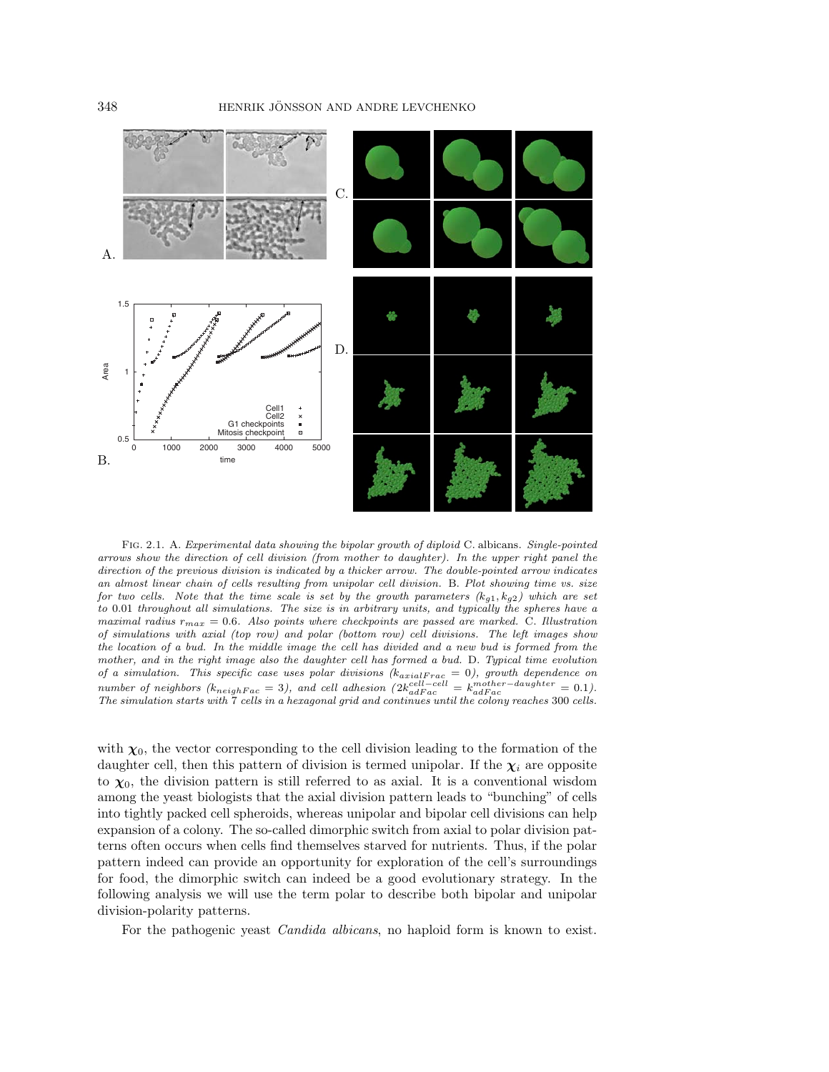Fig. 2.1. A. *Experimental data showing the bipolar growth of diploid* C. albicans. *Single-pointed arrows show the direction of cell division (from mother to daughter). In the upper right panel the direction of the previous division is indicated by a thicker arrow. The double-pointed arrow indicates an almost linear chain of cells resulting from unipolar cell division.* B. *Plot showing time vs. size for two cells. Note that the time scale is set by the growth parameters ($k_{g1}, k_{g2}$) which are set to* 0.01 *throughout all simulations. The size is in arbitrary units, and typically the spheres have a maximal radius $r_{max} = 0.6$. Also points where checkpoints are passed are marked.* C. *Illustration of simulations with axial (top row) and polar (bottom row) cell divisions. The left images show the location of a bud. In the middle image the cell has divided and a new bud is formed from the mother, and in the right image also the daughter cell has formed a bud.* D. *Typical time evolution of a simulation. This specific case uses polar divisions ($k_{axialFrac} = 0$), growth dependence on number of neighbors ($k_{neighFac} = 3$), and cell adhesion ($2k_{adFac}^{cell-cell} = k_{adFac}^{mother-daughter} = 0.1$). The simulation starts with* 7 *cells in a hexagonal grid and continues until the colony reaches* 300 *cells.*

with $\boldsymbol{\chi}_0$, the vector corresponding to the cell division leading to the formation of the daughter cell, then this pattern of division is termed unipolar. If the $\boldsymbol{\chi}_i$ are opposite to $\boldsymbol{\chi}_0$, the division pattern is still referred to as axial. It is a conventional wisdom among the yeast biologists that the axial division pattern leads to "bunching" of cells into tightly packed cell spheroids, whereas unipolar and bipolar cell divisions can help expansion of a colony. The so-called dimorphic switch from axial to polar division patterns often occurs when cells find themselves starved for nutrients. Thus, if the polar pattern indeed can provide an opportunity for exploration of the cell's surroundings for food, the dimorphic switch can indeed be a good evolutionary strategy. In the following analysis we will use the term polar to describe both bipolar and unipolar division-polarity patterns.

For the pathogenic yeast *Candida albicans*, no haploid form is known to exist.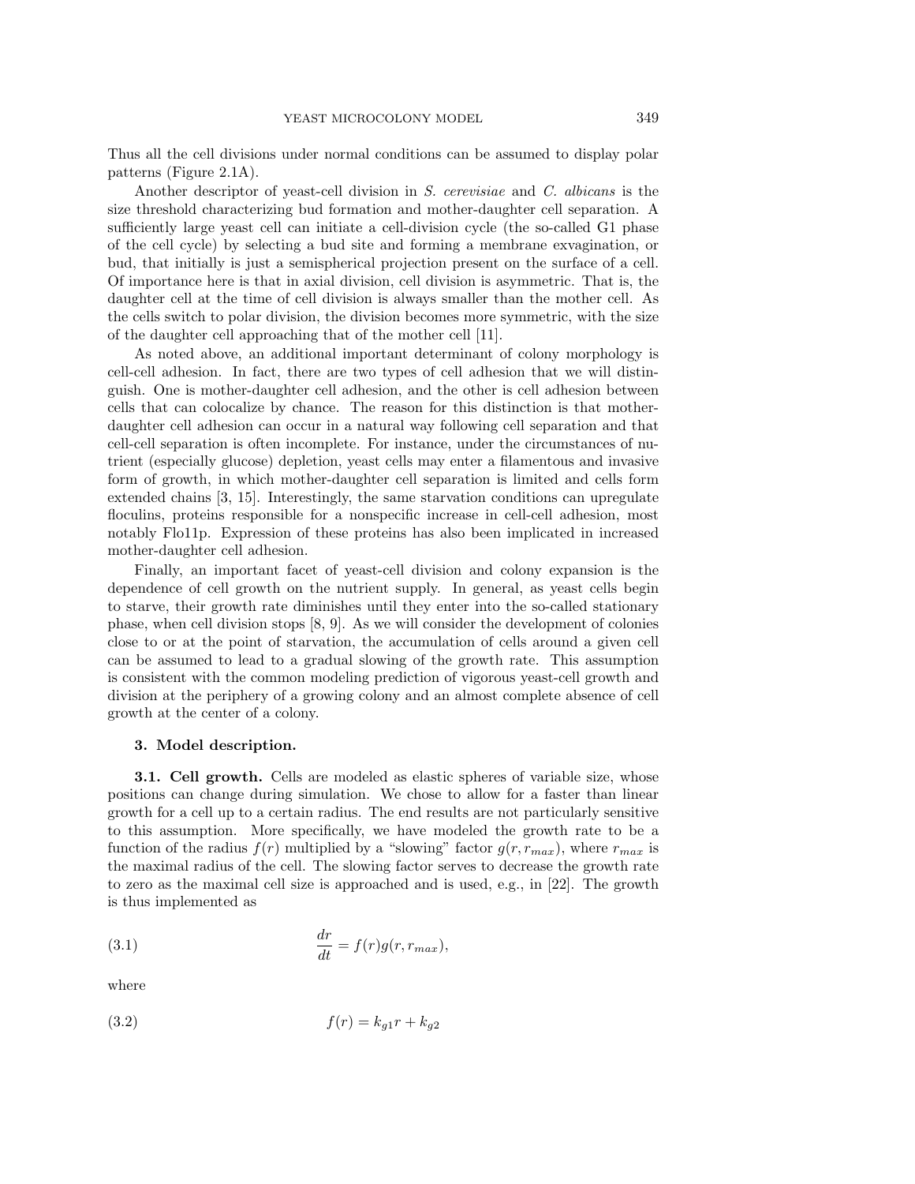Thus all the cell divisions under normal conditions can be assumed to display polar patterns (Figure 2.1A).

Another descriptor of yeast-cell division in *S. cerevisiae* and *C. albicans* is the size threshold characterizing bud formation and mother-daughter cell separation. A sufficiently large yeast cell can initiate a cell-division cycle (the so-called G1 phase of the cell cycle) by selecting a bud site and forming a membrane exvagination, or bud, that initially is just a semispherical projection present on the surface of a cell. Of importance here is that in axial division, cell division is asymmetric. That is, the daughter cell at the time of cell division is always smaller than the mother cell. As the cells switch to polar division, the division becomes more symmetric, with the size of the daughter cell approaching that of the mother cell [11].

As noted above, an additional important determinant of colony morphology is cell-cell adhesion. In fact, there are two types of cell adhesion that we will distinguish. One is mother-daughter cell adhesion, and the other is cell adhesion between cells that can colocalize by chance. The reason for this distinction is that mother-daughter cell adhesion can occur in a natural way following cell separation and that cell-cell separation is often incomplete. For instance, under the circumstances of nutrient (especially glucose) depletion, yeast cells may enter a filamentous and invasive form of growth, in which mother-daughter cell separation is limited and cells form extended chains [3, 15]. Interestingly, the same starvation conditions can upregulate floculins, proteins responsible for a nonspecific increase in cell-cell adhesion, most notably Flo11p. Expression of these proteins has also been implicated in increased mother-daughter cell adhesion.

Finally, an important facet of yeast-cell division and colony expansion is the dependence of cell growth on the nutrient supply. In general, as yeast cells begin to starve, their growth rate diminishes until they enter into the so-called stationary phase, when cell division stops [8, 9]. As we will consider the development of colonies close to or at the point of starvation, the accumulation of cells around a given cell can be assumed to lead to a gradual slowing of the growth rate. This assumption is consistent with the common modeling prediction of vigorous yeast-cell growth and division at the periphery of a growing colony and an almost complete absence of cell growth at the center of a colony.

## 3. Model description.

### 3.1. Cell growth.

Cells are modeled as elastic spheres of variable size, whose positions can change during simulation. We chose to allow for a faster than linear growth for a cell up to a certain radius. The end results are not particularly sensitive to this assumption. More specifically, we have modeled the growth rate to be a function of the radius $f(r)$ multiplied by a "slowing" factor $g(r, r_{max})$, where $r_{max}$ is the maximal radius of the cell. The slowing factor serves to decrease the growth rate to zero as the maximal cell size is approached and is used, e.g., in [22]. The growth is thus implemented as

$$\frac{dr}{dt} = f(r)g(r, r_{max}), \tag{3.1}$$

where

$$f(r) = k_{g1}r + k_{g2} \tag{3.2}$$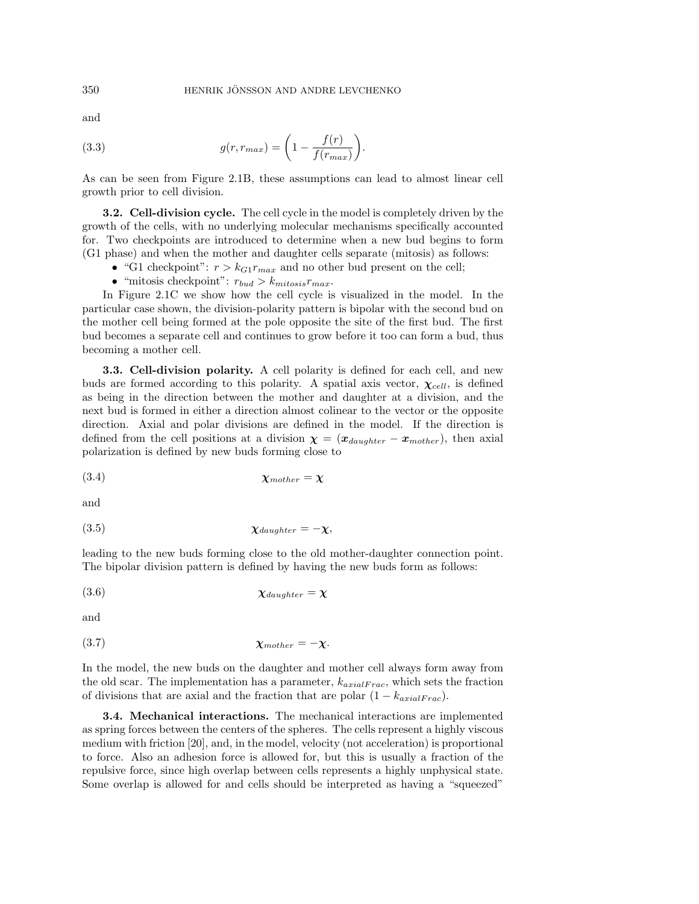and

$$g(r, r_{max}) = \left(1 - \frac{f(r)}{f(r_{max})}\right). \tag{3.3}$$

As can be seen from Figure 2.1B, these assumptions can lead to almost linear cell growth prior to cell division.

### 3.2. Cell-division cycle.

The cell cycle in the model is completely driven by the growth of the cells, with no underlying molecular mechanisms specifically accounted for. Two checkpoints are introduced to determine when a new bud begins to form (G1 phase) and when the mother and daughter cells separate (mitosis) as follows:

- "G1 checkpoint": $r > k_{G1} r_{max}$ and no other bud present on the cell;
- "mitosis checkpoint": $r_{bud} > k_{mitosis} r_{max}$.

In Figure 2.1C we show how the cell cycle is visualized in the model. In the particular case shown, the division-polarity pattern is bipolar with the second bud on the mother cell being formed at the pole opposite the site of the first bud. The first bud becomes a separate cell and continues to grow before it too can form a bud, thus becoming a mother cell.

### 3.3. Cell-division polarity.

A cell polarity is defined for each cell, and new buds are formed according to this polarity. A spatial axis vector, $\boldsymbol{\chi}_{cell}$, is defined as being in the direction between the mother and daughter at a division, and the next bud is formed in either a direction almost colinear to the vector or the opposite direction. Axial and polar divisions are defined in the model. If the direction is defined from the cell positions at a division $\boldsymbol{\chi} = (\boldsymbol{x}_{daughter} - \boldsymbol{x}_{mother})$, then axial polarization is defined by new buds forming close to

$$\boldsymbol{\chi}_{mother} = \boldsymbol{\chi} \tag{3.4}$$

and

$$\boldsymbol{\chi}_{daughter} = -\boldsymbol{\chi}, \tag{3.5}$$

leading to the new buds forming close to the old mother-daughter connection point. The bipolar division pattern is defined by having the new buds form as follows:

$$\boldsymbol{\chi}_{daughter} = \boldsymbol{\chi} \tag{3.6}$$

and

$$\boldsymbol{\chi}_{mother} = -\boldsymbol{\chi}. \tag{3.7}$$

In the model, the new buds on the daughter and mother cell always form away from the old scar. The implementation has a parameter, $k_{axialFrac}$, which sets the fraction of divisions that are axial and the fraction that are polar $(1 - k_{axialFrac})$.

### 3.4. Mechanical interactions.

The mechanical interactions are implemented as spring forces between the centers of the spheres. The cells represent a highly viscous medium with friction [20], and, in the model, velocity (not acceleration) is proportional to force. Also an adhesion force is allowed for, but this is usually a fraction of the repulsive force, since high overlap between cells represents a highly unphysical state. Some overlap is allowed for and cells should be interpreted as having a "squeezed"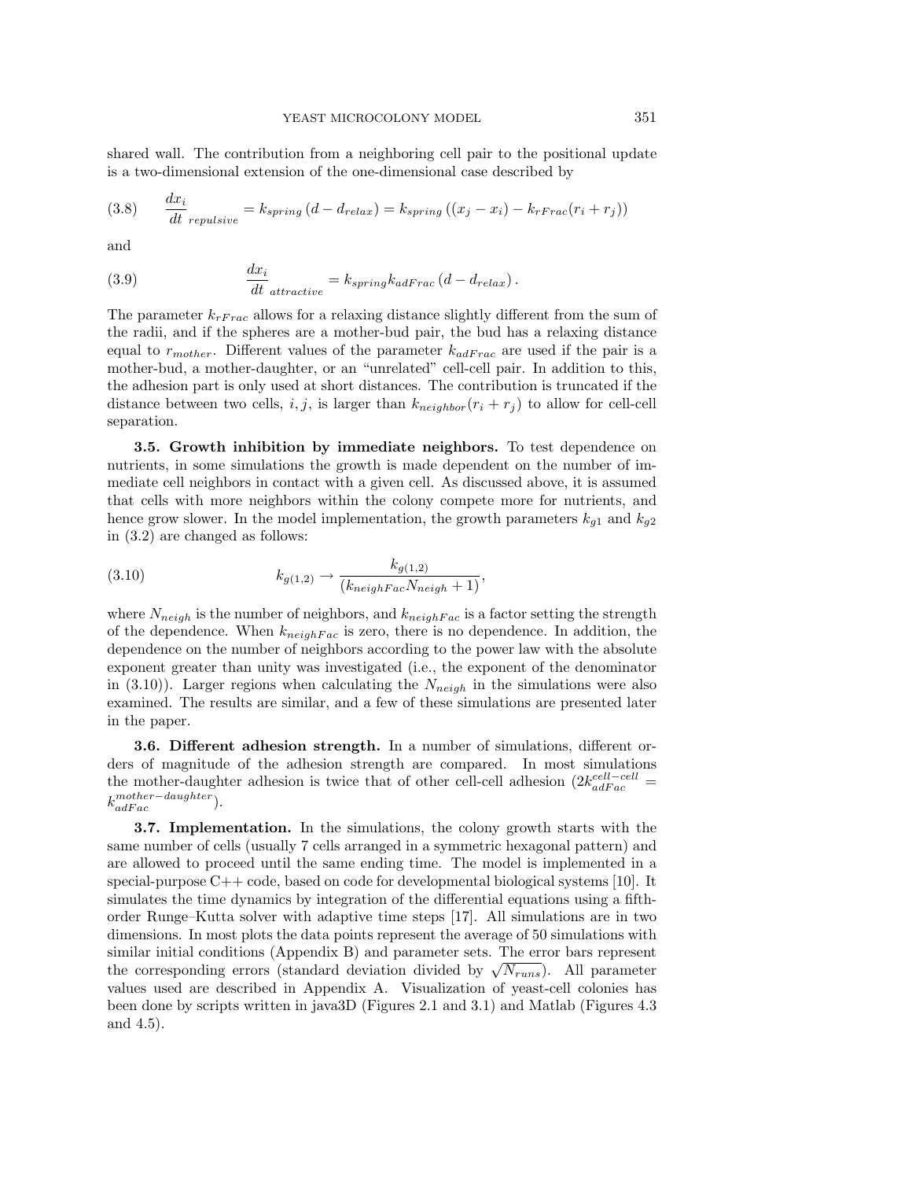shared wall. The contribution from a neighboring cell pair to the positional update is a two-dimensional extension of the one-dimensional case described by

$$\left.\frac{dx_i}{dt}\right|_{repulsive} = k_{spring}\,(d - d_{relax}) = k_{spring}\,((x_j - x_i) - k_{rFrac}(r_i + r_j)) \tag{3.8}$$

and

$$\left.\frac{dx_i}{dt}\right|_{attractive} = k_{spring} k_{adFrac}\,(d - d_{relax})\,. \tag{3.9}$$

The parameter $k_{rFrac}$ allows for a relaxing distance slightly different from the sum of the radii, and if the spheres are a mother-bud pair, the bud has a relaxing distance equal to $r_{mother}$. Different values of the parameter $k_{adFrac}$ are used if the pair is a mother-bud, a mother-daughter, or an "unrelated" cell-cell pair. In addition to this, the adhesion part is only used at short distances. The contribution is truncated if the distance between two cells, $i, j$, is larger than $k_{neighbor}(r_i + r_j)$ to allow for cell-cell separation.

**3.5. Growth inhibition by immediate neighbors.** To test dependence on nutrients, in some simulations the growth is made dependent on the number of immediate cell neighbors in contact with a given cell. As discussed above, it is assumed that cells with more neighbors within the colony compete more for nutrients, and hence grow slower. In the model implementation, the growth parameters $k_{g1}$ and $k_{g2}$ in (3.2) are changed as follows:

$$k_{g(1,2)} \rightarrow \frac{k_{g(1,2)}}{(k_{neighFac} N_{neigh} + 1)}, \tag{3.10}$$

where $N_{neigh}$ is the number of neighbors, and $k_{neighFac}$ is a factor setting the strength of the dependence. When $k_{neighFac}$ is zero, there is no dependence. In addition, the dependence on the number of neighbors according to the power law with the absolute exponent greater than unity was investigated (i.e., the exponent of the denominator in (3.10)). Larger regions when calculating the $N_{neigh}$ in the simulations were also examined. The results are similar, and a few of these simulations are presented later in the paper.

**3.6. Different adhesion strength.** In a number of simulations, different orders of magnitude of the adhesion strength are compared. In most simulations the mother-daughter adhesion is twice that of other cell-cell adhesion ($2k_{adFac}^{cell-cell} = k_{adFac}^{mother-daughter}$).

**3.7. Implementation.** In the simulations, the colony growth starts with the same number of cells (usually 7 cells arranged in a symmetric hexagonal pattern) and are allowed to proceed until the same ending time. The model is implemented in a special-purpose C++ code, based on code for developmental biological systems [10]. It simulates the time dynamics by integration of the differential equations using a fifth-order Runge–Kutta solver with adaptive time steps [17]. All simulations are in two dimensions. In most plots the data points represent the average of 50 simulations with similar initial conditions (Appendix B) and parameter sets. The error bars represent the corresponding errors (standard deviation divided by $\sqrt{N_{runs}}$). All parameter values used are described in Appendix A. Visualization of yeast-cell colonies has been done by scripts written in java3D (Figures 2.1 and 3.1) and Matlab (Figures 4.3 and 4.5).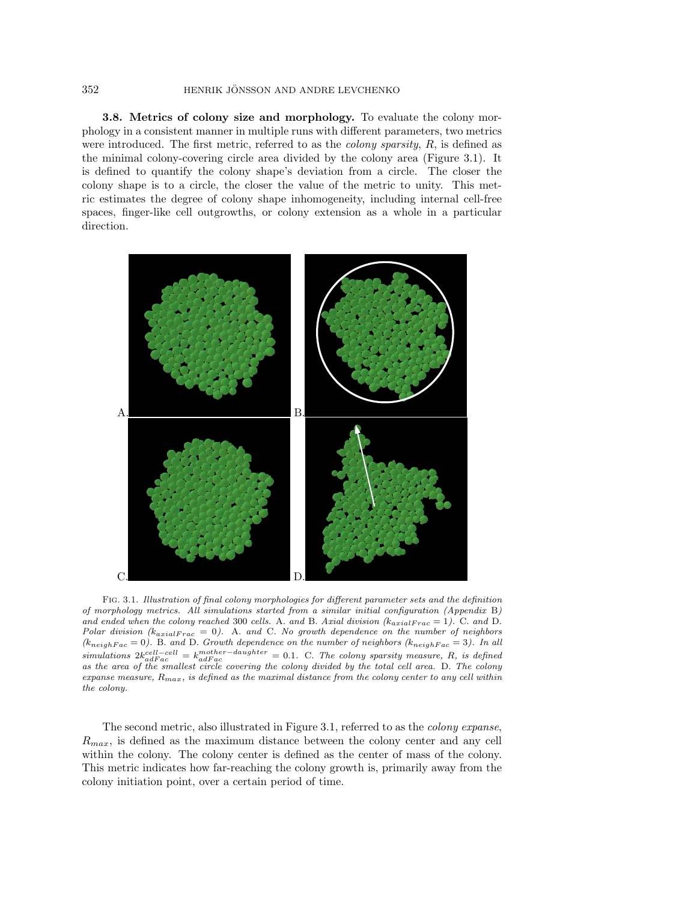**3.8. Metrics of colony size and morphology.** To evaluate the colony morphology in a consistent manner in multiple runs with different parameters, two metrics were introduced. The first metric, referred to as the *colony sparsity*, $R$, is defined as the minimal colony-covering circle area divided by the colony area (Figure 3.1). It is defined to quantify the colony shape's deviation from a circle. The closer the colony shape is to a circle, the closer the value of the metric to unity. This metric estimates the degree of colony shape inhomogeneity, including internal cell-free spaces, finger-like cell outgrowths, or colony extension as a whole in a particular direction.

Fig. 3.1. *Illustration of final colony morphologies for different parameter sets and the definition of morphology metrics. All simulations started from a similar initial configuration (Appendix* B*) and ended when the colony reached* 300 *cells.* A. *and* B. *Axial division ($k_{axialFrac} = 1$).* C. *and* D. *Polar division ($k_{axialFrac} = 0$).* A. *and* C. *No growth dependence on the number of neighbors ($k_{neighFac} = 0$).* B. *and* D. *Growth dependence on the number of neighbors ($k_{neighFac} = 3$). In all simulations $2k_{adFac}^{cell-cell} = k_{adFac}^{mother-daughter} = 0.1$.* C. *The colony sparsity measure, $R$, is defined as the area of the smallest circle covering the colony divided by the total cell area.* D. *The colony expanse measure, $R_{max}$, is defined as the maximal distance from the colony center to any cell within the colony.*

The second metric, also illustrated in Figure 3.1, referred to as the *colony expanse*, $R_{max}$, is defined as the maximum distance between the colony center and any cell within the colony. The colony center is defined as the center of mass of the colony. This metric indicates how far-reaching the colony growth is, primarily away from the colony initiation point, over a certain period of time.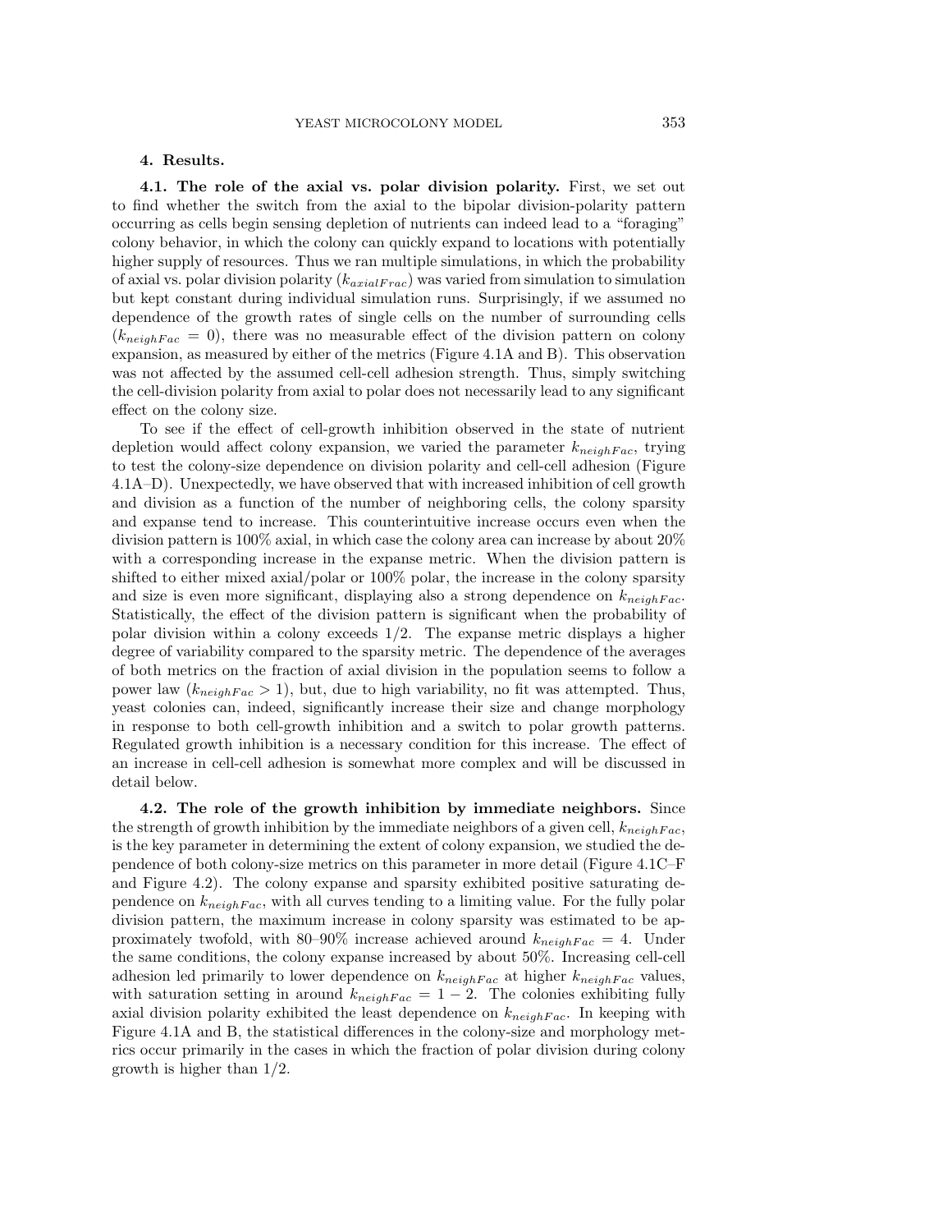## 4. Results.

### 4.1. The role of the axial vs. polar division polarity.

First, we set out to find whether the switch from the axial to the bipolar division-polarity pattern occurring as cells begin sensing depletion of nutrients can indeed lead to a "foraging" colony behavior, in which the colony can quickly expand to locations with potentially higher supply of resources. Thus we ran multiple simulations, in which the probability of axial vs. polar division polarity ($k_{axialFrac}$) was varied from simulation to simulation but kept constant during individual simulation runs. Surprisingly, if we assumed no dependence of the growth rates of single cells on the number of surrounding cells ($k_{neighFac} = 0$), there was no measurable effect of the division pattern on colony expansion, as measured by either of the metrics (Figure 4.1A and B). This observation was not affected by the assumed cell-cell adhesion strength. Thus, simply switching the cell-division polarity from axial to polar does not necessarily lead to any significant effect on the colony size.

To see if the effect of cell-growth inhibition observed in the state of nutrient depletion would affect colony expansion, we varied the parameter $k_{neighFac}$, trying to test the colony-size dependence on division polarity and cell-cell adhesion (Figure 4.1A–D). Unexpectedly, we have observed that with increased inhibition of cell growth and division as a function of the number of neighboring cells, the colony sparsity and expanse tend to increase. This counterintuitive increase occurs even when the division pattern is 100% axial, in which case the colony area can increase by about 20% with a corresponding increase in the expanse metric. When the division pattern is shifted to either mixed axial/polar or 100% polar, the increase in the colony sparsity and size is even more significant, displaying also a strong dependence on $k_{neighFac}$. Statistically, the effect of the division pattern is significant when the probability of polar division within a colony exceeds 1/2. The expanse metric displays a higher degree of variability compared to the sparsity metric. The dependence of the averages of both metrics on the fraction of axial division in the population seems to follow a power law ($k_{neighFac} > 1$), but, due to high variability, no fit was attempted. Thus, yeast colonies can, indeed, significantly increase their size and change morphology in response to both cell-growth inhibition and a switch to polar growth patterns. Regulated growth inhibition is a necessary condition for this increase. The effect of an increase in cell-cell adhesion is somewhat more complex and will be discussed in detail below.

### 4.2. The role of the growth inhibition by immediate neighbors.

Since the strength of growth inhibition by the immediate neighbors of a given cell, $k_{neighFac}$, is the key parameter in determining the extent of colony expansion, we studied the dependence of both colony-size metrics on this parameter in more detail (Figure 4.1C–F and Figure 4.2). The colony expanse and sparsity exhibited positive saturating dependence on $k_{neighFac}$, with all curves tending to a limiting value. For the fully polar division pattern, the maximum increase in colony sparsity was estimated to be approximately twofold, with 80–90% increase achieved around $k_{neighFac} = 4$. Under the same conditions, the colony expanse increased by about 50%. Increasing cell-cell adhesion led primarily to lower dependence on $k_{neighFac}$ at higher $k_{neighFac}$ values, with saturation setting in around $k_{neighFac} = 1 - 2$. The colonies exhibiting fully axial division polarity exhibited the least dependence on $k_{neighFac}$. In keeping with Figure 4.1A and B, the statistical differences in the colony-size and morphology metrics occur primarily in the cases in which the fraction of polar division during colony growth is higher than 1/2.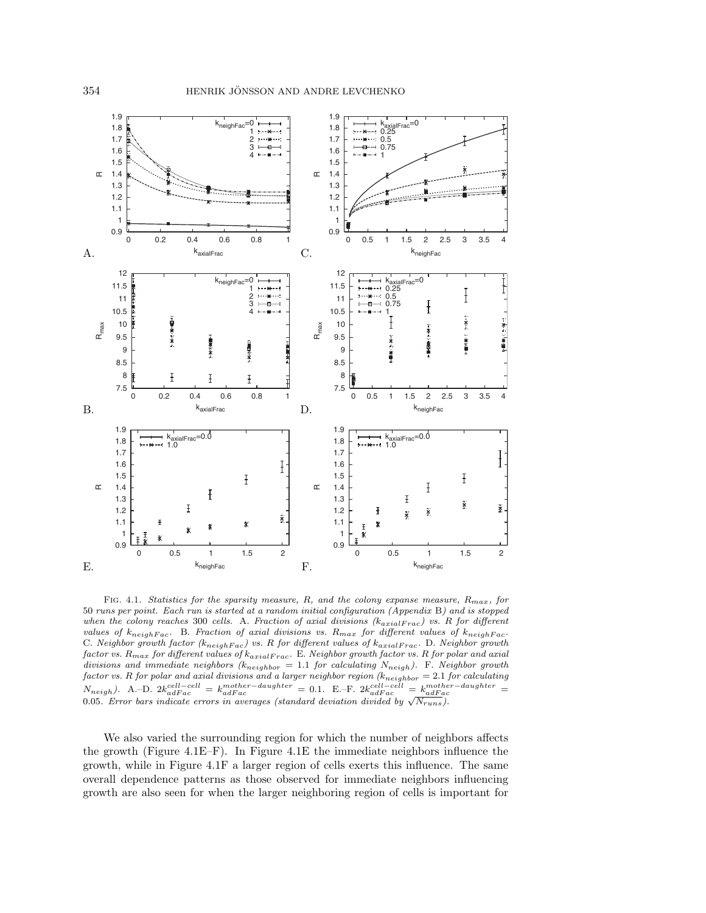Fig. 4.1. *Statistics for the sparsity measure, R, and the colony expanse measure, $R_{max}$, for 50 runs per point. Each run is started at a random initial configuration (Appendix* B*) and is stopped when the colony reaches* 300 *cells.* A. *Fraction of axial divisions ($k_{axialFrac}$) vs. R for different values of $k_{neighFac}$.* B. *Fraction of axial divisions vs. $R_{max}$ for different values of $k_{neighFac}$.* C. *Neighbor growth factor ($k_{neighFac}$) vs. R for different values of $k_{axialFrac}$.* D. *Neighbor growth factor vs. $R_{max}$ for different values of $k_{axialFrac}$.* E. *Neighbor growth factor vs. R for polar and axial divisions and immediate neighbors ($k_{neighbor}$ = 1.1 for calculating $N_{neigh}$).* F. *Neighbor growth factor vs. R for polar and axial divisions and a larger neighbor region ($k_{neighbor}$ = 2.1 for calculating $N_{neigh}$).* A.–D. $2k_{adFac}^{cell-cell} = k_{adFac}^{mother-daughter} = 0.1$. E.–F. $2k_{adFac}^{cell-cell} = k_{adFac}^{mother-daughter} = 0.05$. *Error bars indicate errors in averages (standard deviation divided by $\sqrt{N_{runs}}$).*

We also varied the surrounding region for which the number of neighbors affects the growth (Figure 4.1E–F). In Figure 4.1E the immediate neighbors influence the growth, while in Figure 4.1F a larger region of cells exerts this influence. The same overall dependence patterns as those observed for immediate neighbors influencing growth are also seen for when the larger neighboring region of cells is important for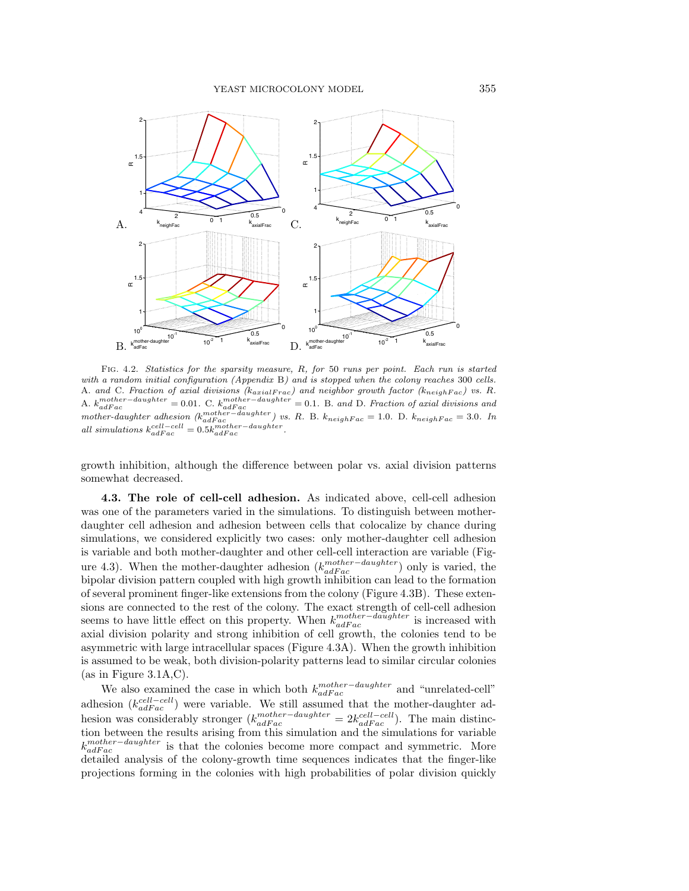Fig. 4.2. *Statistics for the sparsity measure, R, for* 50 *runs per point. Each run is started with a random initial configuration (Appendix* B*) and is stopped when the colony reaches* 300 *cells.* A. *and* C. *Fraction of axial divisions ($k_{axialFrac}$) and neighbor growth factor ($k_{neighFac}$) vs. R.* A. $k_{adFac}^{mother-daughter} = 0.01$. C. $k_{adFac}^{mother-daughter} = 0.1$. B. *and* D. *Fraction of axial divisions and mother-daughter adhesion ($k_{adFac}^{mother-daughter}$) vs. R.* B. $k_{neighFac} = 1.0$. D. $k_{neighFac} = 3.0$. *In all simulations* $k_{adFac}^{cell-cell} = 0.5k_{adFac}^{mother-daughter}$.

growth inhibition, although the difference between polar vs. axial division patterns somewhat decreased.

### 4.3. The role of cell-cell adhesion.

As indicated above, cell-cell adhesion was one of the parameters varied in the simulations. To distinguish between mother-daughter cell adhesion and adhesion between cells that colocalize by chance during simulations, we considered explicitly two cases: only mother-daughter cell adhesion is variable and both mother-daughter and other cell-cell interaction are variable (Figure 4.3). When the mother-daughter adhesion ($k_{adFac}^{mother-daughter}$) only is varied, the bipolar division pattern coupled with high growth inhibition can lead to the formation of several prominent finger-like extensions from the colony (Figure 4.3B). These extensions are connected to the rest of the colony. The exact strength of cell-cell adhesion seems to have little effect on this property. When $k_{adFac}^{mother-daughter}$ is increased with axial division polarity and strong inhibition of cell growth, the colonies tend to be asymmetric with large intracellular spaces (Figure 4.3A). When the growth inhibition is assumed to be weak, both division-polarity patterns lead to similar circular colonies (as in Figure 3.1A,C).

We also examined the case in which both $k_{adFac}^{mother-daughter}$ and "unrelated-cell" adhesion ($k_{adFac}^{cell-cell}$) were variable. We still assumed that the mother-daughter adhesion was considerably stronger ($k_{adFac}^{mother-daughter} = 2k_{adFac}^{cell-cell}$). The main distinction between the results arising from this simulation and the simulations for variable $k_{adFac}^{mother-daughter}$ is that the colonies become more compact and symmetric. More detailed analysis of the colony-growth time sequences indicates that the finger-like projections forming in the colonies with high probabilities of polar division quickly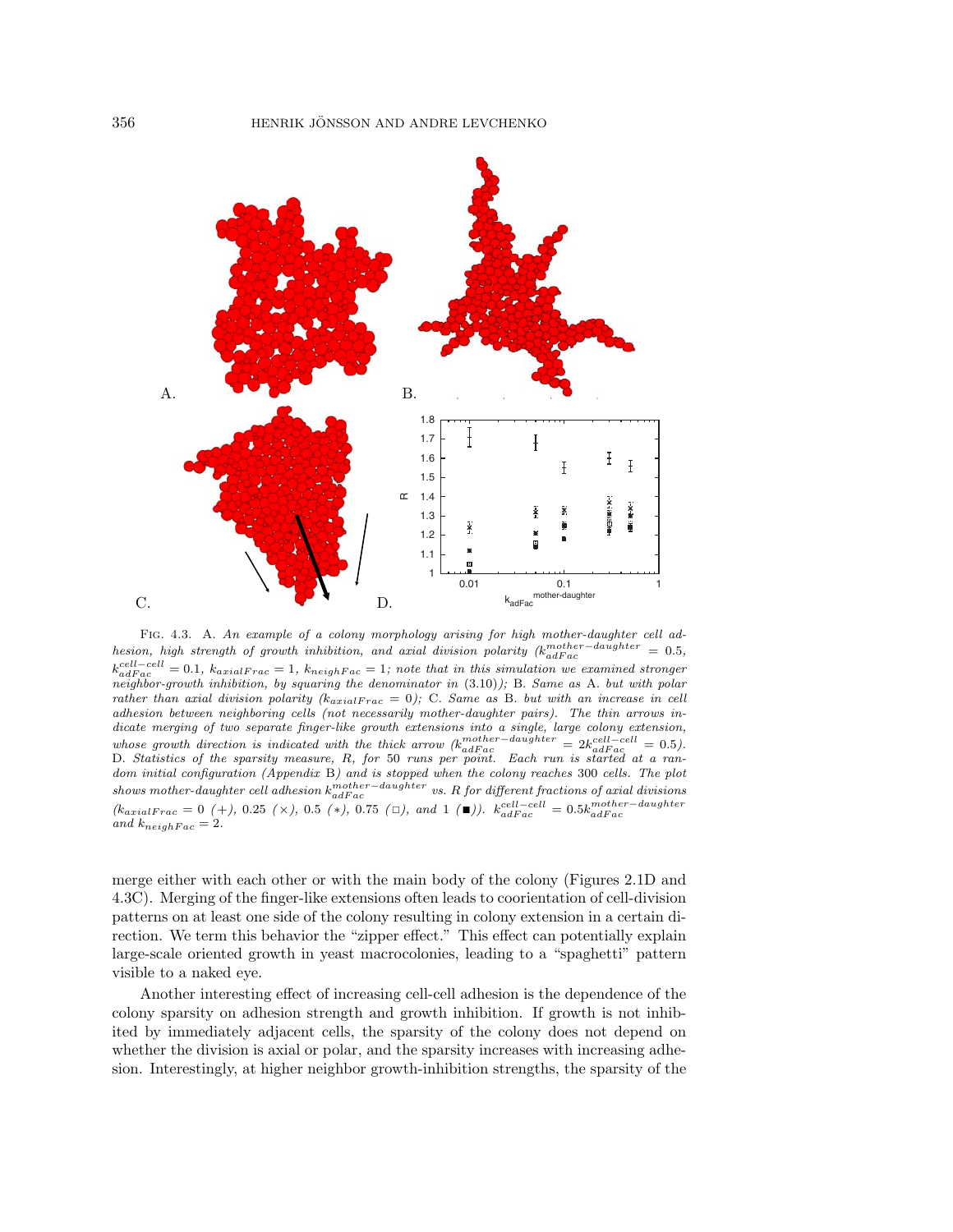Fig. 4.3. A. *An example of a colony morphology arising for high mother-daughter cell adhesion, high strength of growth inhibition, and axial division polarity* ($k_{adFac}^{mother-daughter} = 0.5$, $k_{adFac}^{cell-cell} = 0.1$, $k_{axialFrac} = 1$, $k_{neighFac} = 1$*; note that in this simulation we examined stronger neighbor-growth inhibition, by squaring the denominator in* (3.10)*);* B. *Same as* A. *but with polar rather than axial division polarity* ($k_{axialFrac} = 0$)*;* C. *Same as* B. *but with an increase in cell adhesion between neighboring cells (not necessarily mother-daughter pairs). The thin arrows indicate merging of two separate finger-like growth extensions into a single, large colony extension, whose growth direction is indicated with the thick arrow* ($k_{adFac}^{mother-daughter} = 2k_{adFac}^{cell-cell} = 0.5$)*.* D. *Statistics of the sparsity measure, R, for* 50 *runs per point. Each run is started at a random initial configuration (Appendix* B*) and is stopped when the colony reaches* 300 *cells. The plot shows mother-daughter cell adhesion* $k_{adFac}^{mother-daughter}$ *vs. R for different fractions of axial divisions* ($k_{axialFrac} = 0$ (+), 0.25 (×), 0.5 (∗), 0.75 (□), *and* 1 (■)). $k_{adFac}^{cell-cell} = 0.5k_{adFac}^{mother-daughter}$ *and* $k_{neighFac} = 2$.

merge either with each other or with the main body of the colony (Figures 2.1D and 4.3C). Merging of the finger-like extensions often leads to coorientation of cell-division patterns on at least one side of the colony resulting in colony extension in a certain direction. We term this behavior the "zipper effect." This effect can potentially explain large-scale oriented growth in yeast macrocolonies, leading to a "spaghetti" pattern visible to a naked eye.

Another interesting effect of increasing cell-cell adhesion is the dependence of the colony sparsity on adhesion strength and growth inhibition. If growth is not inhibited by immediately adjacent cells, the sparsity of the colony does not depend on whether the division is axial or polar, and the sparsity increases with increasing adhesion. Interestingly, at higher neighbor growth-inhibition strengths, the sparsity of the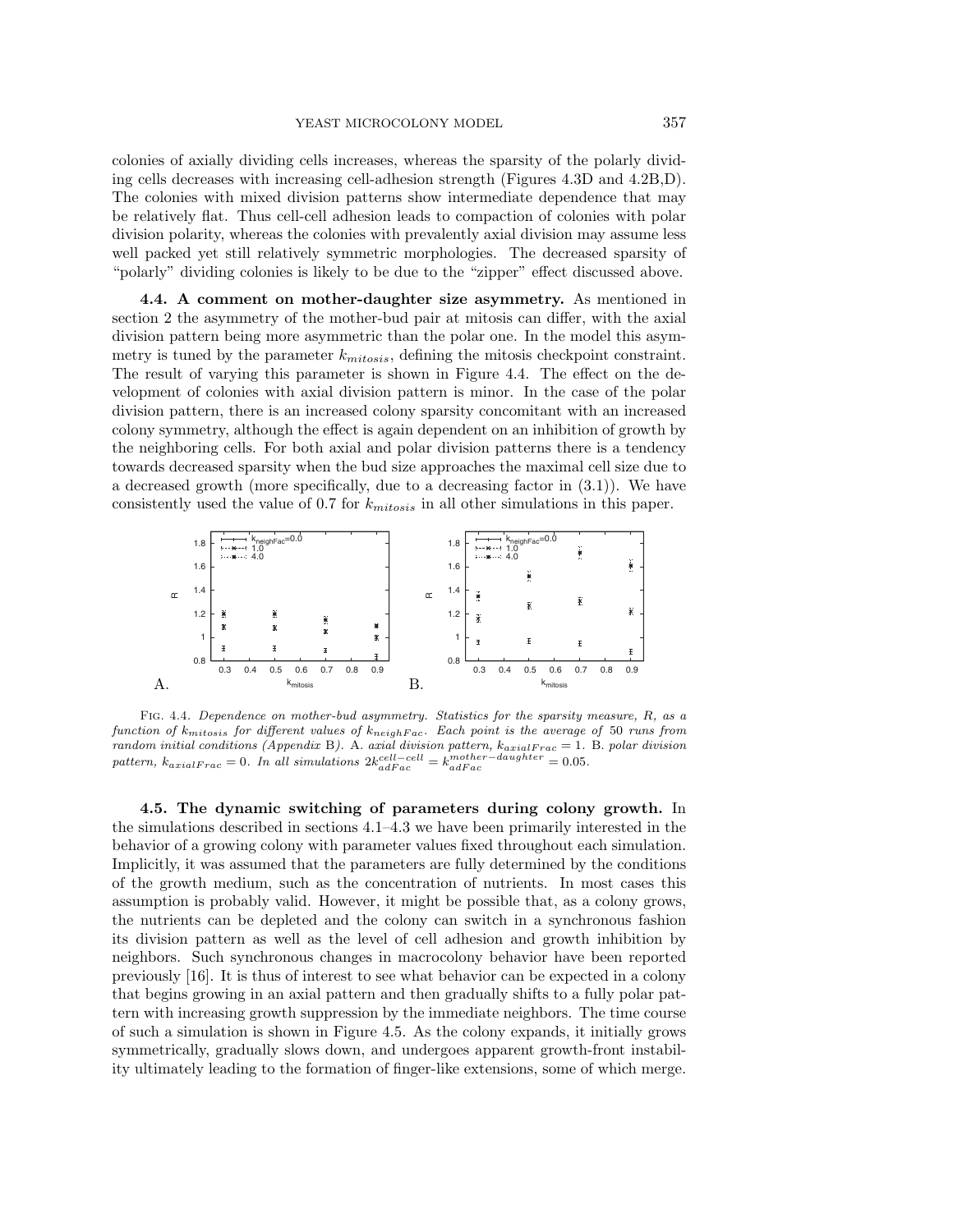colonies of axially dividing cells increases, whereas the sparsity of the polarly dividing cells decreases with increasing cell-adhesion strength (Figures 4.3D and 4.2B,D). The colonies with mixed division patterns show intermediate dependence that may be relatively flat. Thus cell-cell adhesion leads to compaction of colonies with polar division polarity, whereas the colonies with prevalently axial division may assume less well packed yet still relatively symmetric morphologies. The decreased sparsity of "polarly" dividing colonies is likely to be due to the "zipper" effect discussed above.

**4.4. A comment on mother-daughter size asymmetry.** As mentioned in section 2 the asymmetry of the mother-bud pair at mitosis can differ, with the axial division pattern being more asymmetric than the polar one. In the model this asymmetry is tuned by the parameter $k_{mitosis}$, defining the mitosis checkpoint constraint. The result of varying this parameter is shown in Figure 4.4. The effect on the development of colonies with axial division pattern is minor. In the case of the polar division pattern, there is an increased colony sparsity concomitant with an increased colony symmetry, although the effect is again dependent on an inhibition of growth by the neighboring cells. For both axial and polar division patterns there is a tendency towards decreased sparsity when the bud size approaches the maximal cell size due to a decreased growth (more specifically, due to a decreasing factor in (3.1)). We have consistently used the value of 0.7 for $k_{mitosis}$ in all other simulations in this paper.

Fig. 4.4. *Dependence on mother-bud asymmetry. Statistics for the sparsity measure,* $R$*, as a function of* $k_{mitosis}$ *for different values of* $k_{neighFac}$*. Each point is the average of 50 runs from random initial conditions (Appendix* B*).* A. *axial division pattern,* $k_{axialFrac} = 1$*.* B. *polar division pattern,* $k_{axialFrac} = 0$*. In all simulations* $2k_{adFac}^{cell-cell} = k_{adFac}^{mother-daughter} = 0.05$*.*

**4.5. The dynamic switching of parameters during colony growth.** In the simulations described in sections 4.1–4.3 we have been primarily interested in the behavior of a growing colony with parameter values fixed throughout each simulation. Implicitly, it was assumed that the parameters are fully determined by the conditions of the growth medium, such as the concentration of nutrients. In most cases this assumption is probably valid. However, it might be possible that, as a colony grows, the nutrients can be depleted and the colony can switch in a synchronous fashion its division pattern as well as the level of cell adhesion and growth inhibition by neighbors. Such synchronous changes in macrocolony behavior have been reported previously [16]. It is thus of interest to see what behavior can be expected in a colony that begins growing in an axial pattern and then gradually shifts to a fully polar pattern with increasing growth suppression by the immediate neighbors. The time course of such a simulation is shown in Figure 4.5. As the colony expands, it initially grows symmetrically, gradually slows down, and undergoes apparent growth-front instability ultimately leading to the formation of finger-like extensions, some of which merge.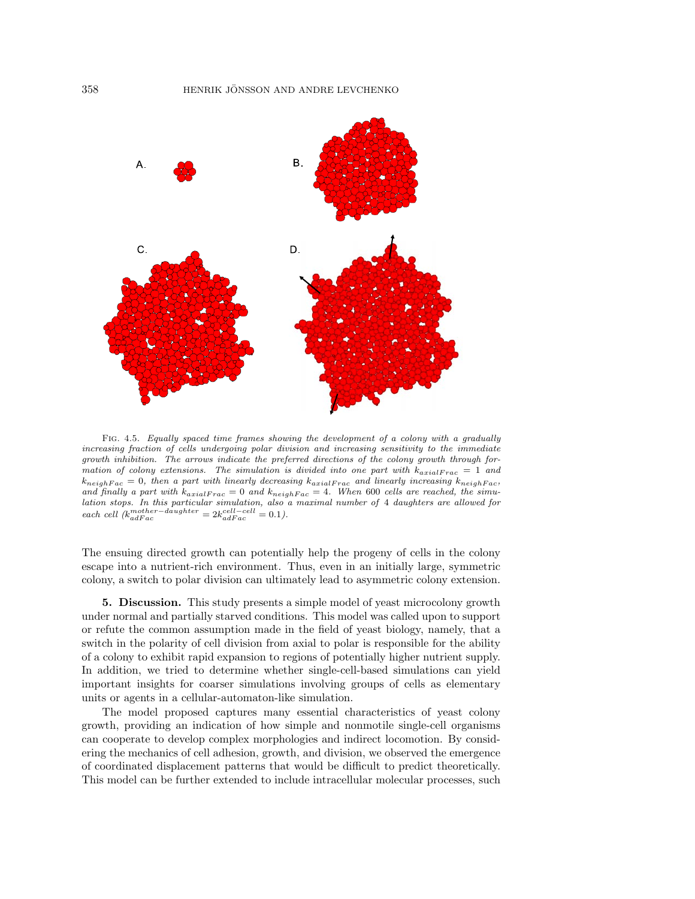Fig. 4.5. *Equally spaced time frames showing the development of a colony with a gradually increasing fraction of cells undergoing polar division and increasing sensitivity to the immediate growth inhibition. The arrows indicate the preferred directions of the colony growth through formation of colony extensions. The simulation is divided into one part with $k_{axialFrac} = 1$ and $k_{neighFac} = 0$, then a part with linearly decreasing $k_{axialFrac}$ and linearly increasing $k_{neighFac}$, and finally a part with $k_{axialFrac} = 0$ and $k_{neighFac} = 4$. When 600 cells are reached, the simulation stops. In this particular simulation, also a maximal number of 4 daughters are allowed for each cell ($k_{adFac}^{mother-daughter} = 2k_{adFac}^{cell-cell} = 0.1$).*

The ensuing directed growth can potentially help the progeny of cells in the colony escape into a nutrient-rich environment. Thus, even in an initially large, symmetric colony, a switch to polar division can ultimately lead to asymmetric colony extension.

## 5. Discussion.

This study presents a simple model of yeast microcolony growth under normal and partially starved conditions. This model was called upon to support or refute the common assumption made in the field of yeast biology, namely, that a switch in the polarity of cell division from axial to polar is responsible for the ability of a colony to exhibit rapid expansion to regions of potentially higher nutrient supply. In addition, we tried to determine whether single-cell-based simulations can yield important insights for coarser simulations involving groups of cells as elementary units or agents in a cellular-automaton-like simulation.

The model proposed captures many essential characteristics of yeast colony growth, providing an indication of how simple and nonmotile single-cell organisms can cooperate to develop complex morphologies and indirect locomotion. By considering the mechanics of cell adhesion, growth, and division, we observed the emergence of coordinated displacement patterns that would be difficult to predict theoretically. This model can be further extended to include intracellular molecular processes, such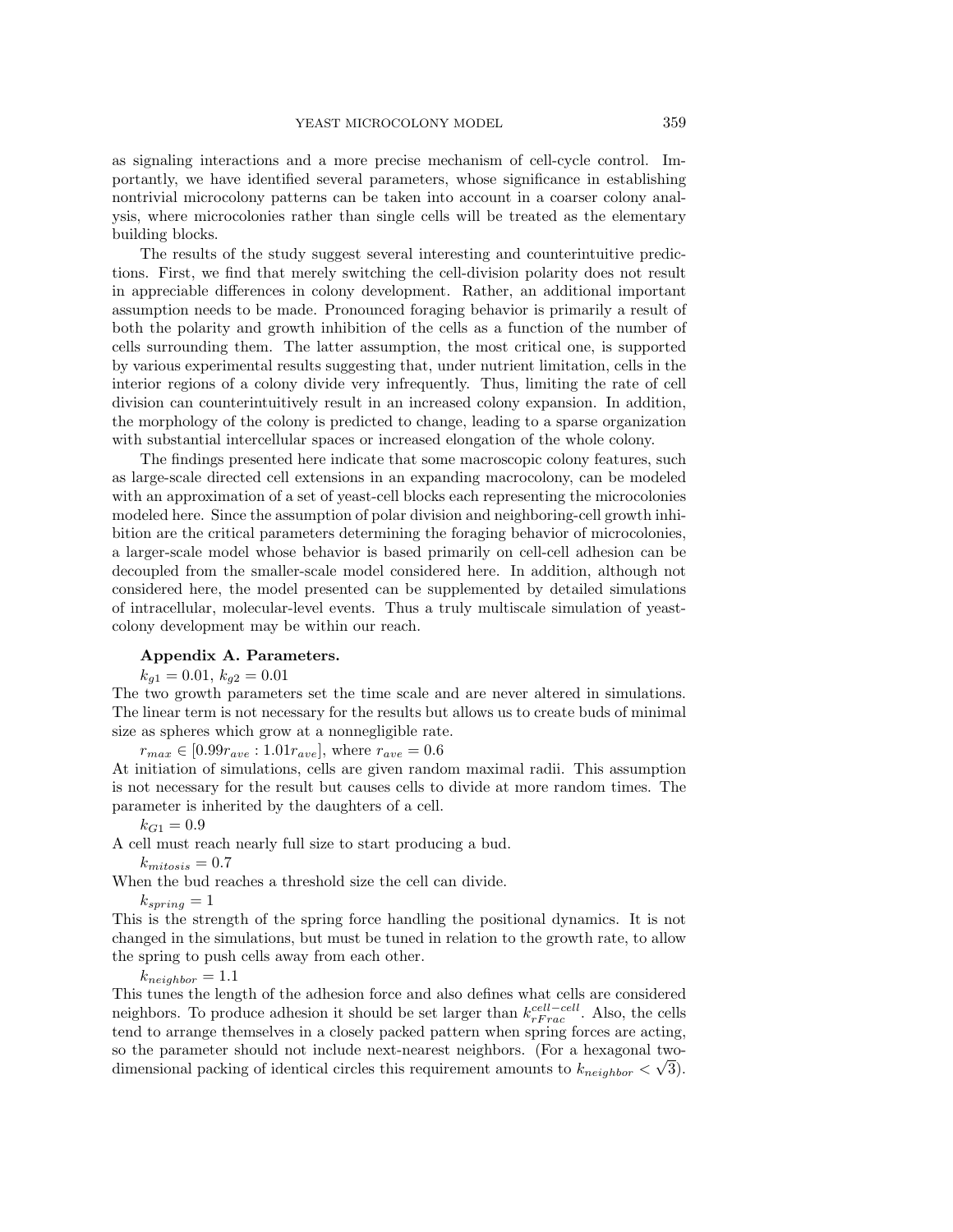as signaling interactions and a more precise mechanism of cell-cycle control. Importantly, we have identified several parameters, whose significance in establishing nontrivial microcolony patterns can be taken into account in a coarser colony analysis, where microcolonies rather than single cells will be treated as the elementary building blocks.

The results of the study suggest several interesting and counterintuitive predictions. First, we find that merely switching the cell-division polarity does not result in appreciable differences in colony development. Rather, an additional important assumption needs to be made. Pronounced foraging behavior is primarily a result of both the polarity and growth inhibition of the cells as a function of the number of cells surrounding them. The latter assumption, the most critical one, is supported by various experimental results suggesting that, under nutrient limitation, cells in the interior regions of a colony divide very infrequently. Thus, limiting the rate of cell division can counterintuitively result in an increased colony expansion. In addition, the morphology of the colony is predicted to change, leading to a sparse organization with substantial intercellular spaces or increased elongation of the whole colony.

The findings presented here indicate that some macroscopic colony features, such as large-scale directed cell extensions in an expanding macrocolony, can be modeled with an approximation of a set of yeast-cell blocks each representing the microcolonies modeled here. Since the assumption of polar division and neighboring-cell growth inhibition are the critical parameters determining the foraging behavior of microcolonies, a larger-scale model whose behavior is based primarily on cell-cell adhesion can be decoupled from the smaller-scale model considered here. In addition, although not considered here, the model presented can be supplemented by detailed simulations of intracellular, molecular-level events. Thus a truly multiscale simulation of yeast-colony development may be within our reach.

## Appendix A. Parameters.

$k_{g1} = 0.01$, $k_{g2} = 0.01$

The two growth parameters set the time scale and are never altered in simulations. The linear term is not necessary for the results but allows us to create buds of minimal size as spheres which grow at a nonnegligible rate.

$r_{max} \in [0.99r_{ave} : 1.01r_{ave}]$, where $r_{ave} = 0.6$

At initiation of simulations, cells are given random maximal radii. This assumption is not necessary for the result but causes cells to divide at more random times. The parameter is inherited by the daughters of a cell.

$k_{G1} = 0.9$

A cell must reach nearly full size to start producing a bud.

$k_{mitosis} = 0.7$

When the bud reaches a threshold size the cell can divide.

$k_{spring} = 1$

This is the strength of the spring force handling the positional dynamics. It is not changed in the simulations, but must be tuned in relation to the growth rate, to allow the spring to push cells away from each other.

$k_{neighbor} = 1.1$

This tunes the length of the adhesion force and also defines what cells are considered neighbors. To produce adhesion it should be set larger than $k_{rFrac}^{cell-cell}$. Also, the cells tend to arrange themselves in a closely packed pattern when spring forces are acting, so the parameter should not include next-nearest neighbors. (For a hexagonal two-dimensional packing of identical circles this requirement amounts to $k_{neighbor} < \sqrt{3}$).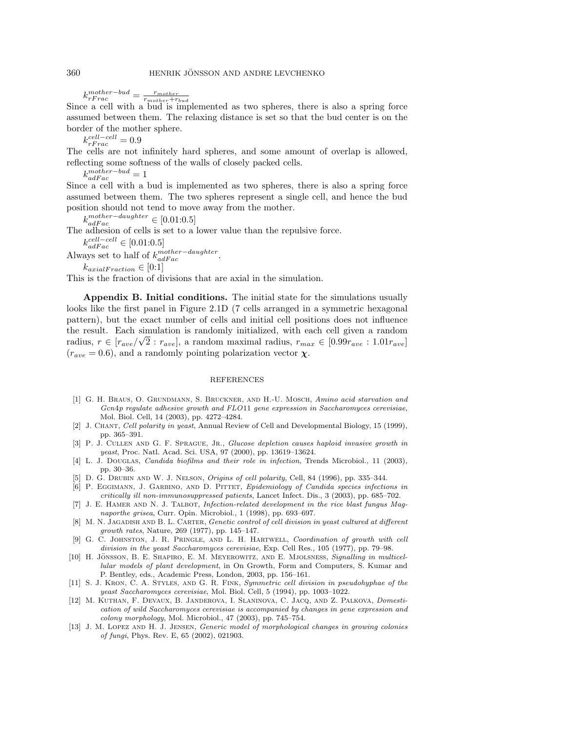$k_{rFrac}^{mother-bud} = \frac{r_{mother}}{r_{mother}+r_{bud}}$

Since a cell with a bud is implemented as two spheres, there is also a spring force assumed between them. The relaxing distance is set so that the bud center is on the border of the mother sphere.

$k_{rFrac}^{cell-cell} = 0.9$

The cells are not infinitely hard spheres, and some amount of overlap is allowed, reflecting some softness of the walls of closely packed cells.

$k_{adFac}^{mother-bud} = 1$

Since a cell with a bud is implemented as two spheres, there is also a spring force assumed between them. The two spheres represent a single cell, and hence the bud position should not tend to move away from the mother.

$k_{adFac}^{mother-daughter} \in [0.01{:}0.5]$

The adhesion of cells is set to a lower value than the repulsive force.

$k_{adFac}^{cell-cell} \in [0.01{:}0.5]$

Always set to half of $k_{adFac}^{mother-daughter}$.

$k_{axialFraction} \in [0{:}1]$

This is the fraction of divisions that are axial in the simulation.

**Appendix B. Initial conditions.** The initial state for the simulations usually looks like the first panel in Figure 2.1D (7 cells arranged in a symmetric hexagonal pattern), but the exact number of cells and initial cell positions does not influence the result. Each simulation is randomly initialized, with each cell given a random radius, $r \in [r_{ave}/\sqrt{2} : r_{ave}]$, a random maximal radius, $r_{max} \in [0.99r_{ave} : 1.01r_{ave}]$ ($r_{ave} = 0.6$), and a randomly pointing polarization vector $\boldsymbol{\chi}$.

## REFERENCES

[1] G. H. Braus, O. Grundmann, S. Bruckner, and H.-U. Mosch, *Amino acid starvation and Gcn4p regulate adhesive growth and FLO11 gene expression in Saccharomyces cerevisiae*, Mol. Biol. Cell, 14 (2003), pp. 4272–4284.

[2] J. Chant, *Cell polarity in yeast*, Annual Review of Cell and Developmental Biology, 15 (1999), pp. 365–391.

[3] P. J. Cullen and G. F. Sprague, Jr., *Glucose depletion causes haploid invasive growth in yeast*, Proc. Natl. Acad. Sci. USA, 97 (2000), pp. 13619–13624.

[4] L. J. Douglas, *Candida biofilms and their role in infection*, Trends Microbiol., 11 (2003), pp. 30–36.

[5] D. G. Drubin and W. J. Nelson, *Origins of cell polarity*, Cell, 84 (1996), pp. 335–344.

[6] P. Eggimann, J. Garbino, and D. Pittet, *Epidemiology of Candida species infections in critically ill non-immunosuppressed patients*, Lancet Infect. Dis., 3 (2003), pp. 685–702.

[7] J. E. Hamer and N. J. Talbot, *Infection-related development in the rice blast fungus Magnaporthe grisea*, Curr. Opin. Microbiol., 1 (1998), pp. 693–697.

[8] M. N. Jagadish and B. L. Carter, *Genetic control of cell division in yeast cultured at different growth rates*, Nature, 269 (1977), pp. 145–147.

[9] G. C. Johnston, J. R. Pringle, and L. H. Hartwell, *Coordination of growth with cell division in the yeast Saccharomyces cerevisiae*, Exp. Cell Res., 105 (1977), pp. 79–98.

[10] H. Jönsson, B. E. Shapiro, E. M. Meyerowitz, and E. Mjolsness, *Signalling in multicellular models of plant development*, in On Growth, Form and Computers, S. Kumar and P. Bentley, eds., Academic Press, London, 2003, pp. 156–161.

[11] S. J. Kron, C. A. Styles, and G. R. Fink, *Symmetric cell division in pseudohyphae of the yeast Saccharomyces cerevisiae*, Mol. Biol. Cell, 5 (1994), pp. 1003–1022.

[12] M. Kuthan, F. Devaux, B. Janderova, I. Slaninova, C. Jacq, and Z. Palkova, *Domestication of wild Saccharomyces cerevisiae is accompanied by changes in gene expression and colony morphology*, Mol. Microbiol., 47 (2003), pp. 745–754.

[13] J. M. Lopez and H. J. Jensen, *Generic model of morphological changes in growing colonies of fungi*, Phys. Rev. E, 65 (2002), 021903.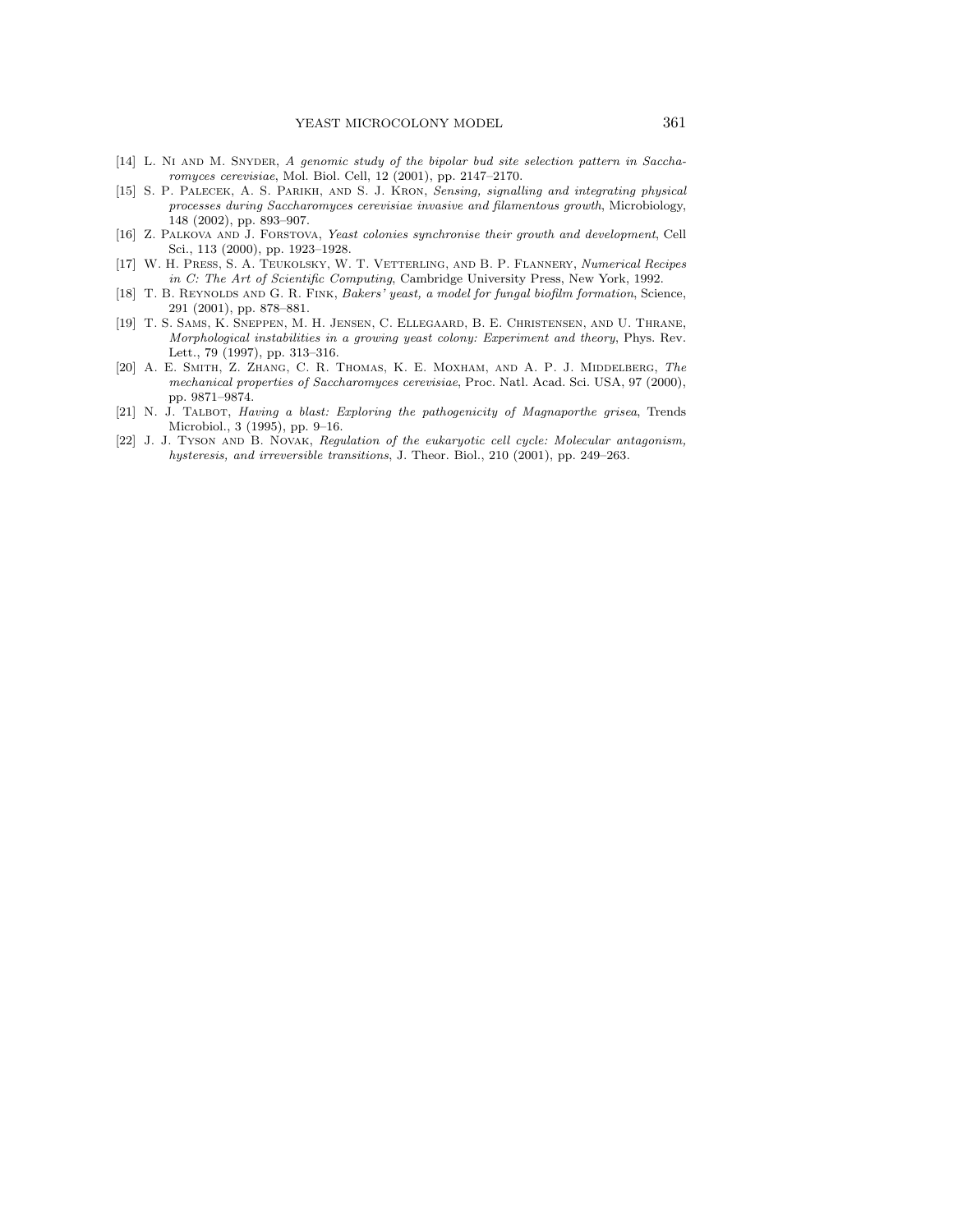[14] L. Ni and M. Snyder, *A genomic study of the bipolar bud site selection pattern in Saccharomyces cerevisiae*, Mol. Biol. Cell, 12 (2001), pp. 2147–2170.

[15] S. P. Palecek, A. S. Parikh, and S. J. Kron, *Sensing, signalling and integrating physical processes during Saccharomyces cerevisiae invasive and filamentous growth*, Microbiology, 148 (2002), pp. 893–907.

[16] Z. Palkova and J. Forstova, *Yeast colonies synchronise their growth and development*, Cell Sci., 113 (2000), pp. 1923–1928.

[17] W. H. Press, S. A. Teukolsky, W. T. Vetterling, and B. P. Flannery, *Numerical Recipes in C: The Art of Scientific Computing*, Cambridge University Press, New York, 1992.

[18] T. B. Reynolds and G. R. Fink, *Bakers' yeast, a model for fungal biofilm formation*, Science, 291 (2001), pp. 878–881.

[19] T. S. Sams, K. Sneppen, M. H. Jensen, C. Ellegaard, B. E. Christensen, and U. Thrane, *Morphological instabilities in a growing yeast colony: Experiment and theory*, Phys. Rev. Lett., 79 (1997), pp. 313–316.

[20] A. E. Smith, Z. Zhang, C. R. Thomas, K. E. Moxham, and A. P. J. Middelberg, *The mechanical properties of Saccharomyces cerevisiae*, Proc. Natl. Acad. Sci. USA, 97 (2000), pp. 9871–9874.

[21] N. J. Talbot, *Having a blast: Exploring the pathogenicity of Magnaporthe grisea*, Trends Microbiol., 3 (1995), pp. 9–16.

[22] J. J. Tyson and B. Novak, *Regulation of the eukaryotic cell cycle: Molecular antagonism, hysteresis, and irreversible transitions*, J. Theor. Biol., 210 (2001), pp. 249–263.